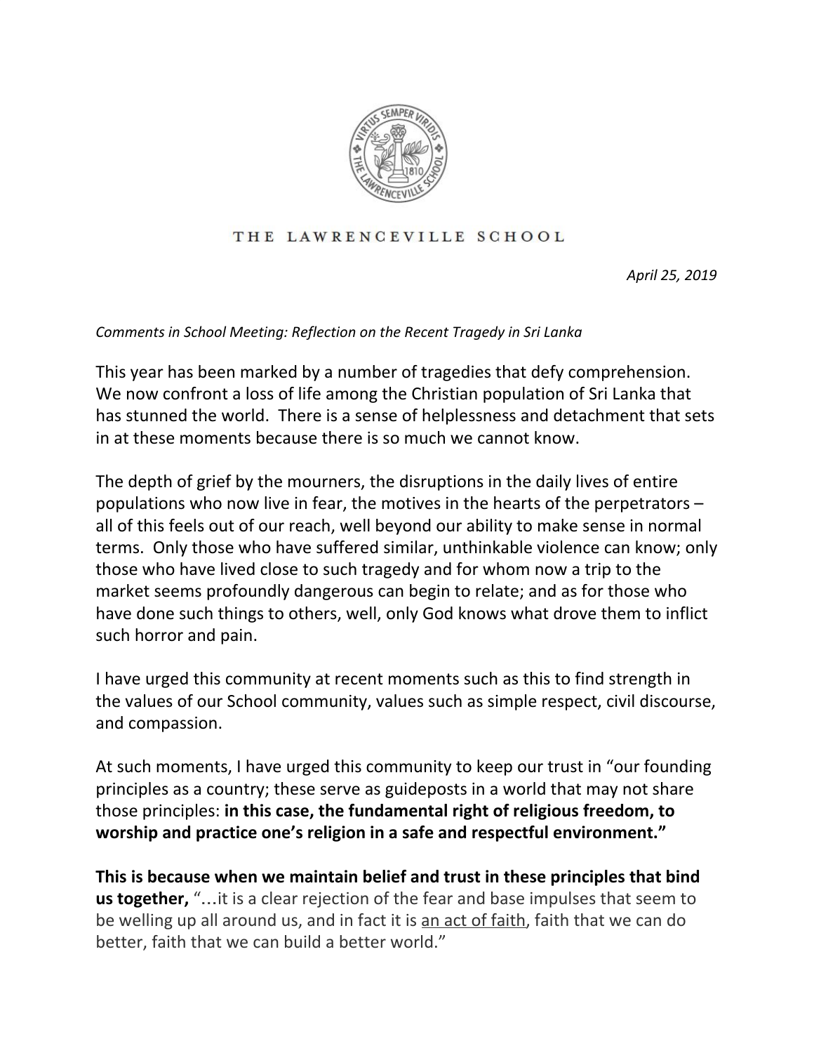THE LAWRENCEVILLE SCHOOL

*April 25, 2019*

*Comments in School Meeting: Reflection on the Recent Tragedy in Sri Lanka*

This year has been marked by a number of tragedies that defy comprehension. We now confront a loss of life among the Christian population of Sri Lanka that has stunned the world. There is a sense of helplessness and detachment that sets in at these moments because there is so much we cannot know.

The depth of grief by the mourners, the disruptions in the daily lives of entire populations who now live in fear, the motives in the hearts of the perpetrators – all of this feels out of our reach, well beyond our ability to make sense in normal terms. Only those who have suffered similar, unthinkable violence can know; only those who have lived close to such tragedy and for whom now a trip to the market seems profoundly dangerous can begin to relate; and as for those who have done such things to others, well, only God knows what drove them to inflict such horror and pain.

I have urged this community at recent moments such as this to find strength in the values of our School community, values such as simple respect, civil discourse, and compassion.

At such moments, I have urged this community to keep our trust in "our founding principles as a country; these serve as guideposts in a world that may not share those principles: **in this case, the fundamental right of religious freedom, to worship and practice one's religion in a safe and respectful environment."**

**This is because when we maintain belief and trust in these principles that bind us together,** "…it is a clear rejection of the fear and base impulses that seem to be welling up all around us, and in fact it is <u>an act of faith</u>, faith that we can do better, faith that we can build a better world."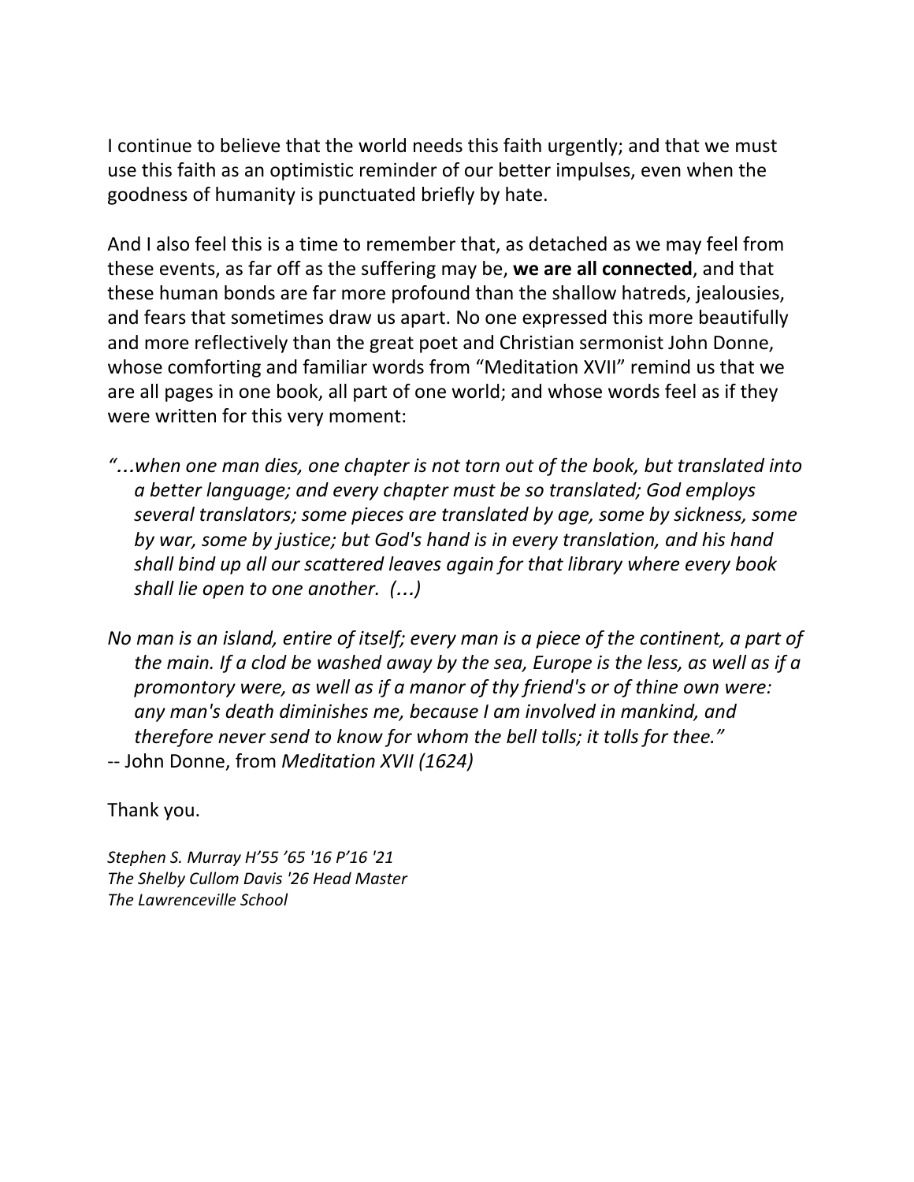I continue to believe that the world needs this faith urgently; and that we must use this faith as an optimistic reminder of our better impulses, even when the goodness of humanity is punctuated briefly by hate.

And I also feel this is a time to remember that, as detached as we may feel from these events, as far off as the suffering may be, **we are all connected**, and that these human bonds are far more profound than the shallow hatreds, jealousies, and fears that sometimes draw us apart. No one expressed this more beautifully and more reflectively than the great poet and Christian sermonist John Donne, whose comforting and familiar words from "Meditation XVII" remind us that we are all pages in one book, all part of one world; and whose words feel as if they were written for this very moment:

*"…when one man dies, one chapter is not torn out of the book, but translated into a better language; and every chapter must be so translated; God employs several translators; some pieces are translated by age, some by sickness, some by war, some by justice; but God's hand is in every translation, and his hand shall bind up all our scattered leaves again for that library where every book shall lie open to one another. (…)*

*No man is an island, entire of itself; every man is a piece of the continent, a part of the main. If a clod be washed away by the sea, Europe is the less, as well as if a promontory were, as well as if a manor of thy friend's or of thine own were: any man's death diminishes me, because I am involved in mankind, and therefore never send to know for whom the bell tolls; it tolls for thee."*

-- John Donne, from *Meditation XVII (1624)*

Thank you.

*Stephen S. Murray H'55 '65 '16 P'16 '21*
*The Shelby Cullom Davis '26 Head Master*
*The Lawrenceville School*